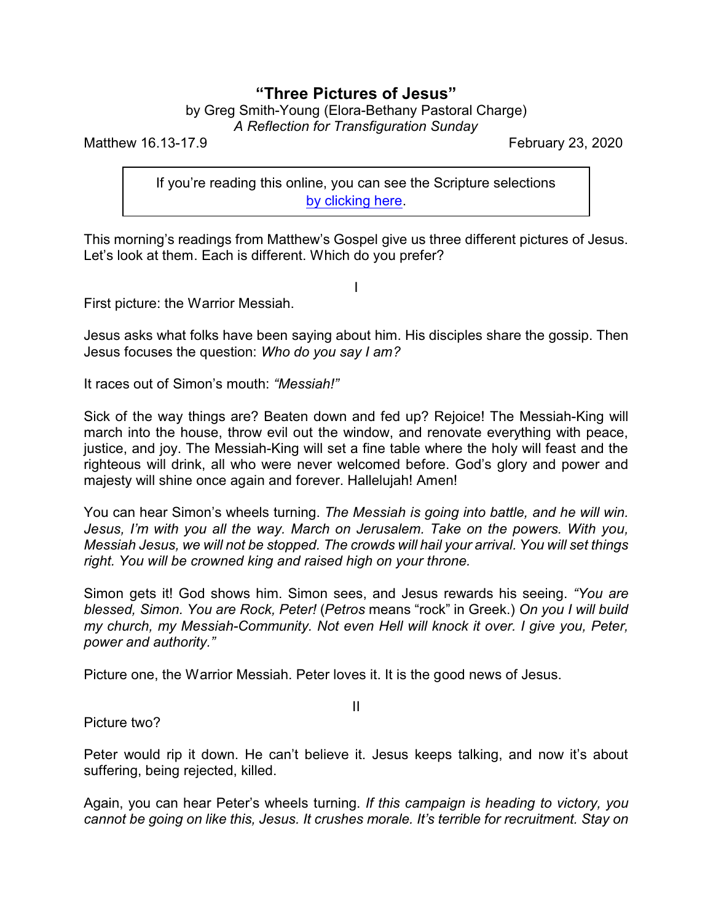# "Three Pictures of Jesus"

by Greg Smith-Young (Elora-Bethany Pastoral Charge)

*A Reflection for Transfiguration Sunday*

Matthew 16.13-17.9 February 23, 2020

> If you're reading this online, you can see the Scripture selections [by clicking here](#).

This morning's readings from Matthew's Gospel give us three different pictures of Jesus. Let's look at them. Each is different. Which do you prefer?

## I

First picture: the Warrior Messiah.

Jesus asks what folks have been saying about him. His disciples share the gossip. Then Jesus focuses the question: *Who do you say I am?*

It races out of Simon's mouth: *"Messiah!"*

Sick of the way things are? Beaten down and fed up? Rejoice! The Messiah-King will march into the house, throw evil out the window, and renovate everything with peace, justice, and joy. The Messiah-King will set a fine table where the holy will feast and the righteous will drink, all who were never welcomed before. God's glory and power and majesty will shine once again and forever. Hallelujah! Amen!

You can hear Simon's wheels turning. *The Messiah is going into battle, and he will win. Jesus, I'm with you all the way. March on Jerusalem. Take on the powers. With you, Messiah Jesus, we will not be stopped. The crowds will hail your arrival. You will set things right. You will be crowned king and raised high on your throne.*

Simon gets it! God shows him. Simon sees, and Jesus rewards his seeing. *"You are blessed, Simon. You are Rock, Peter!* (*Petros* means "rock" in Greek.) *On you I will build my church, my Messiah-Community. Not even Hell will knock it over. I give you, Peter, power and authority."*

Picture one, the Warrior Messiah. Peter loves it. It is the good news of Jesus.

## II

Picture two?

Peter would rip it down. He can't believe it. Jesus keeps talking, and now it's about suffering, being rejected, killed.

Again, you can hear Peter's wheels turning. *If this campaign is heading to victory, you cannot be going on like this, Jesus. It crushes morale. It's terrible for recruitment. Stay on*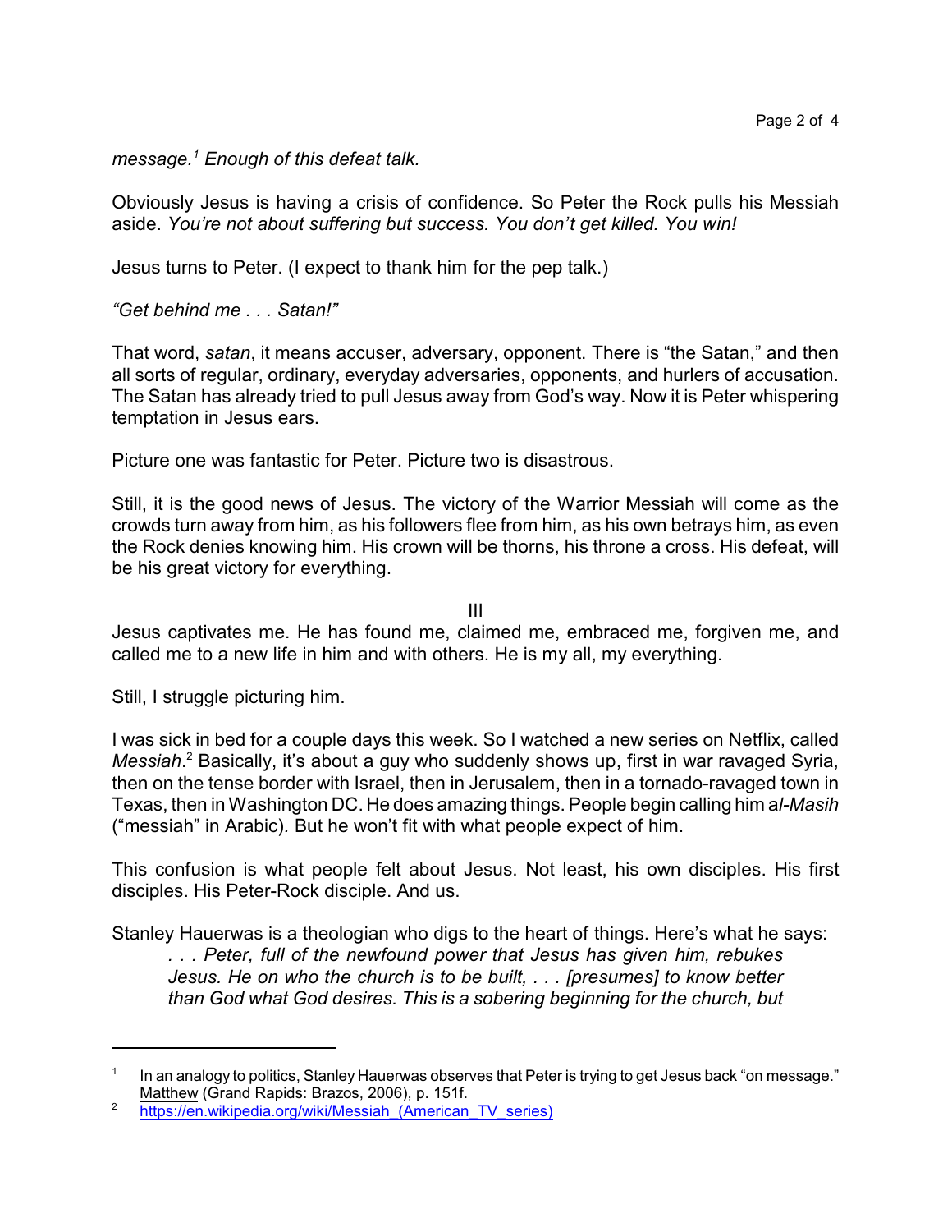*message.*[1] *Enough of this defeat talk.*

Obviously Jesus is having a crisis of confidence. So Peter the Rock pulls his Messiah aside. *You're not about suffering but success. You don't get killed. You win!*

Jesus turns to Peter. (I expect to thank him for the pep talk.)

*"Get behind me . . . Satan!"*

That word, *satan*, it means accuser, adversary, opponent. There is "the Satan," and then all sorts of regular, ordinary, everyday adversaries, opponents, and hurlers of accusation. The Satan has already tried to pull Jesus away from God's way. Now it is Peter whispering temptation in Jesus ears.

Picture one was fantastic for Peter. Picture two is disastrous.

Still, it is the good news of Jesus. The victory of the Warrior Messiah will come as the crowds turn away from him, as his followers flee from him, as his own betrays him, as even the Rock denies knowing him. His crown will be thorns, his throne a cross. His defeat, will be his great victory for everything.

III

Jesus captivates me. He has found me, claimed me, embraced me, forgiven me, and called me to a new life in him and with others. He is my all, my everything.

Still, I struggle picturing him.

I was sick in bed for a couple days this week. So I watched a new series on Netflix, called *Messiah*.[2] Basically, it's about a guy who suddenly shows up, first in war ravaged Syria, then on the tense border with Israel, then in Jerusalem, then in a tornado-ravaged town in Texas, then in Washington DC. He does amazing things. People begin calling him *al-Masih* ("messiah" in Arabic). But he won't fit with what people expect of him.

This confusion is what people felt about Jesus. Not least, his own disciples. His first disciples. His Peter-Rock disciple. And us.

Stanley Hauerwas is a theologian who digs to the heart of things. Here's what he says:

> *. . . Peter, full of the newfound power that Jesus has given him, rebukes Jesus. He on who the church is to be built, . . . [presumes] to know better than God what God desires. This is a sobering beginning for the church, but*

---

[1] In an analogy to politics, Stanley Hauerwas observes that Peter is trying to get Jesus back "on message." Matthew (Grand Rapids: Brazos, 2006), p. 151f.

[2] https://en.wikipedia.org/wiki/Messiah_(American_TV_series)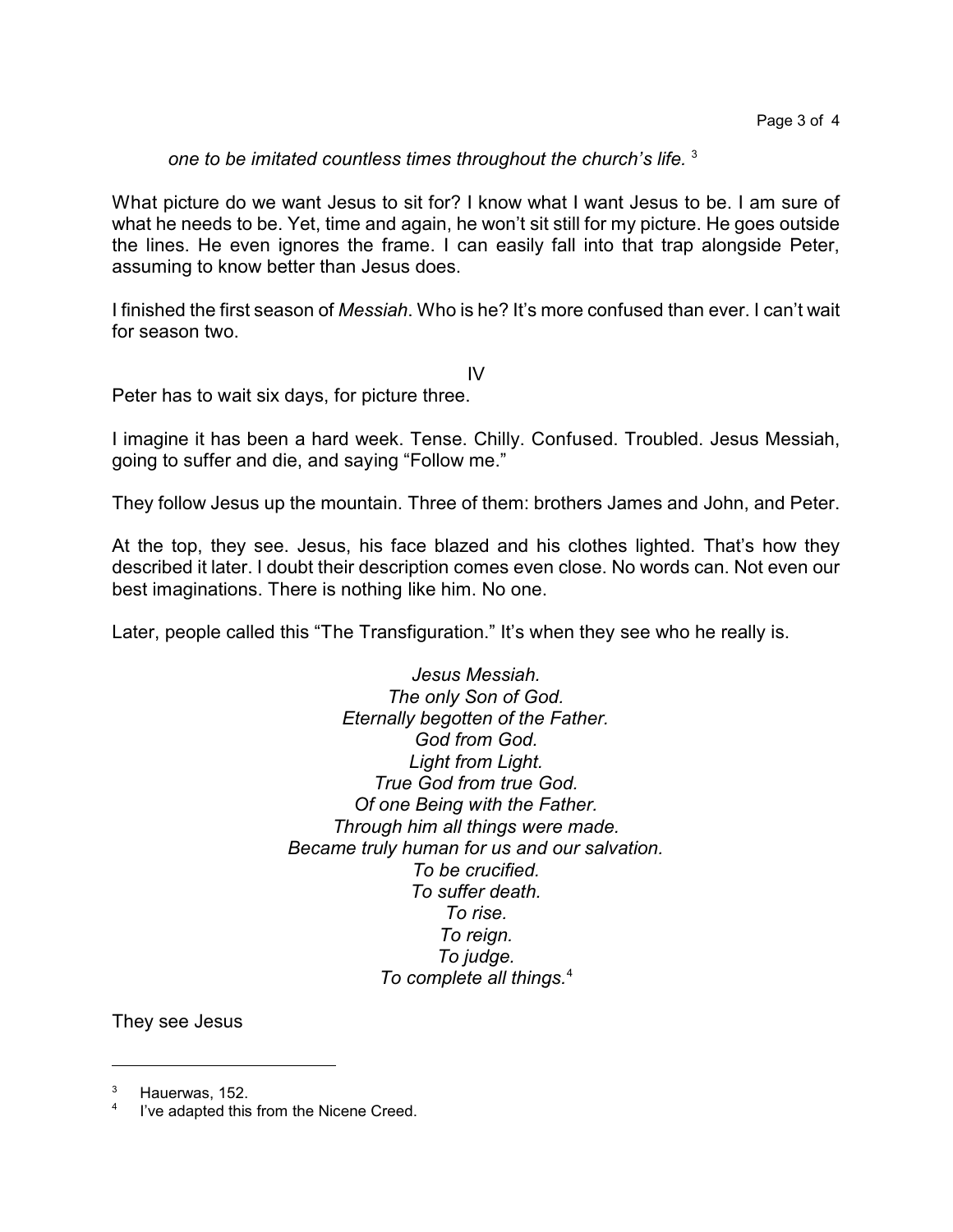*one to be imitated countless times throughout the church's life.* [3]

What picture do we want Jesus to sit for? I know what I want Jesus to be. I am sure of what he needs to be. Yet, time and again, he won't sit still for my picture. He goes outside the lines. He even ignores the frame. I can easily fall into that trap alongside Peter, assuming to know better than Jesus does.

I finished the first season of *Messiah*. Who is he? It's more confused than ever. I can't wait for season two.

IV

Peter has to wait six days, for picture three.

I imagine it has been a hard week. Tense. Chilly. Confused. Troubled. Jesus Messiah, going to suffer and die, and saying "Follow me."

They follow Jesus up the mountain. Three of them: brothers James and John, and Peter.

At the top, they see. Jesus, his face blazed and his clothes lighted. That's how they described it later. I doubt their description comes even close. No words can. Not even our best imaginations. There is nothing like him. No one.

Later, people called this "The Transfiguration." It's when they see who he really is.

*Jesus Messiah.*
*The only Son of God.*
*Eternally begotten of the Father.*
*God from God.*
*Light from Light.*
*True God from true God.*
*Of one Being with the Father.*
*Through him all things were made.*
*Became truly human for us and our salvation.*
*To be crucified.*
*To suffer death.*
*To rise.*
*To reign.*
*To judge.*
*To complete all things.*[4]

They see Jesus

---

[3] Hauerwas, 152.

[4] I've adapted this from the Nicene Creed.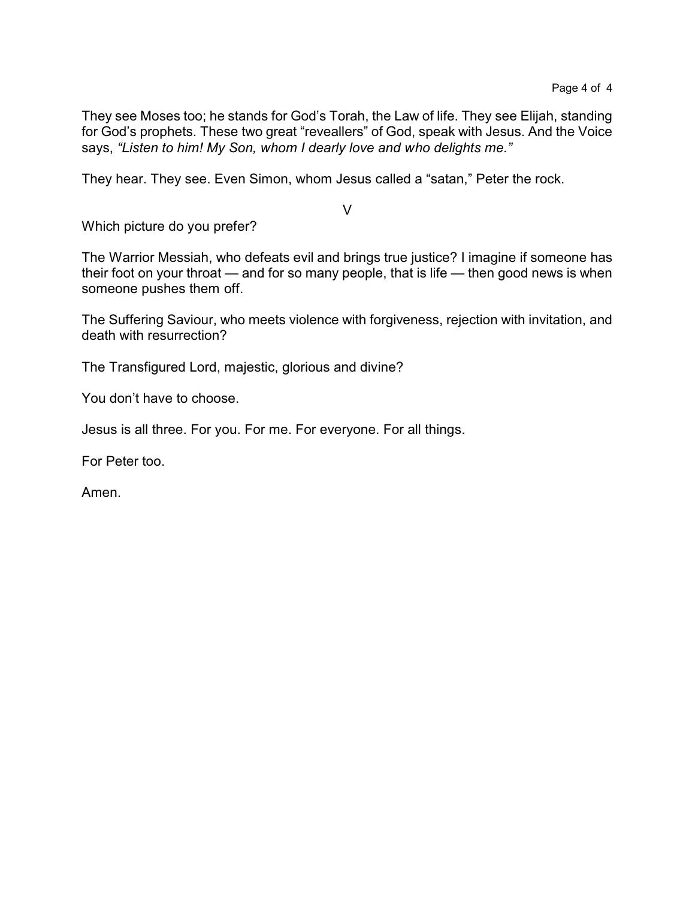They see Moses too; he stands for God's Torah, the Law of life. They see Elijah, standing for God's prophets. These two great "reveallers" of God, speak with Jesus. And the Voice says, *"Listen to him! My Son, whom I dearly love and who delights me."*

They hear. They see. Even Simon, whom Jesus called a "satan," Peter the rock.

V

Which picture do you prefer?

The Warrior Messiah, who defeats evil and brings true justice? I imagine if someone has their foot on your throat — and for so many people, that is life — then good news is when someone pushes them off.

The Suffering Saviour, who meets violence with forgiveness, rejection with invitation, and death with resurrection?

The Transfigured Lord, majestic, glorious and divine?

You don't have to choose.

Jesus is all three. For you. For me. For everyone. For all things.

For Peter too.

Amen.